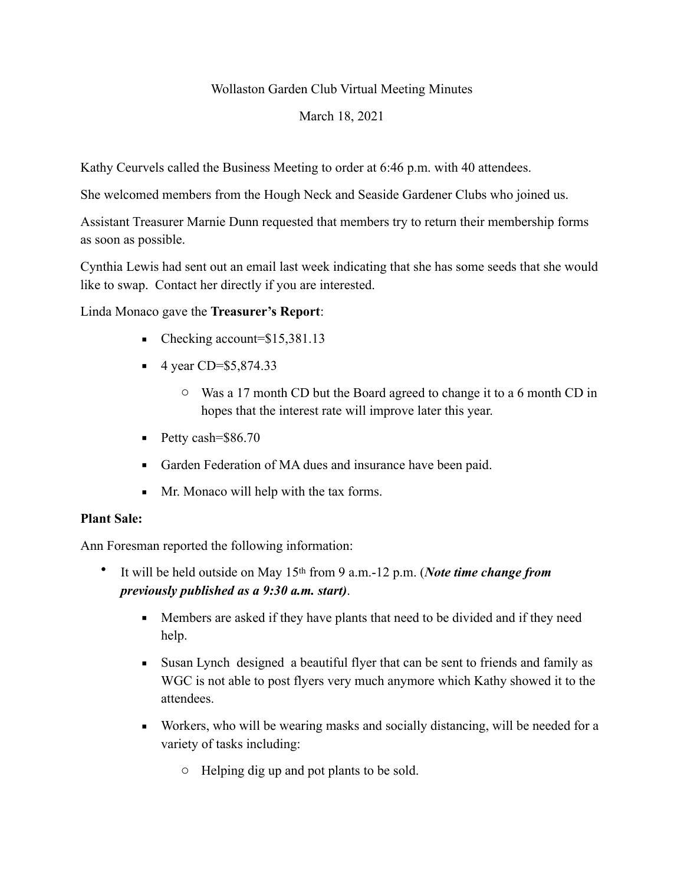Wollaston Garden Club Virtual Meeting Minutes

March 18, 2021

Kathy Ceurvels called the Business Meeting to order at 6:46 p.m. with 40 attendees.

She welcomed members from the Hough Neck and Seaside Gardener Clubs who joined us.

Assistant Treasurer Marnie Dunn requested that members try to return their membership forms as soon as possible.

Cynthia Lewis had sent out an email last week indicating that she has some seeds that she would like to swap. Contact her directly if you are interested.

Linda Monaco gave the **Treasurer's Report**:

- Checking account=$15,381.13
- 4 year CD=$5,874.33
  - Was a 17 month CD but the Board agreed to change it to a 6 month CD in hopes that the interest rate will improve later this year.
- Petty cash=$86.70
- Garden Federation of MA dues and insurance have been paid.
- Mr. Monaco will help with the tax forms.

**Plant Sale:**

Ann Foresman reported the following information:

- It will be held outside on May 15th from 9 a.m.-12 p.m. (***Note time change from previously published as a 9:30 a.m. start)***.
  - Members are asked if they have plants that need to be divided and if they need help.
  - Susan Lynch designed a beautiful flyer that can be sent to friends and family as WGC is not able to post flyers very much anymore which Kathy showed it to the attendees.
  - Workers, who will be wearing masks and socially distancing, will be needed for a variety of tasks including:
    - Helping dig up and pot plants to be sold.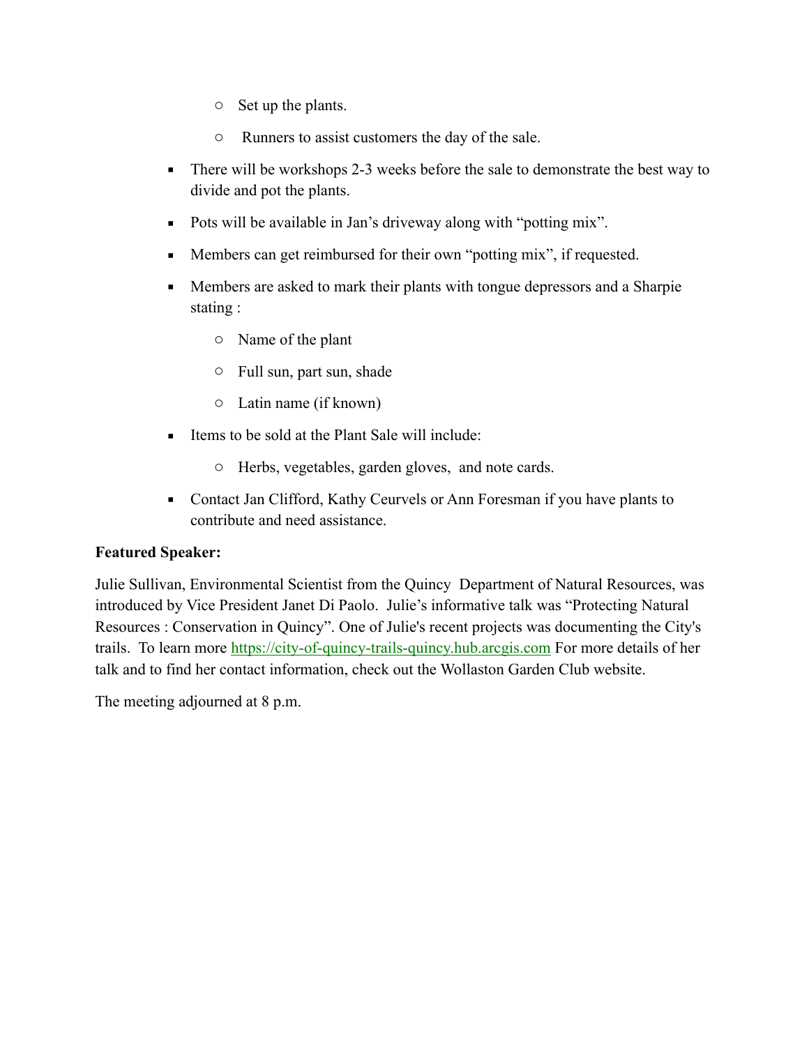- Set up the plants.
  - Runners to assist customers the day of the sale.
- There will be workshops 2-3 weeks before the sale to demonstrate the best way to divide and pot the plants.
- Pots will be available in Jan's driveway along with "potting mix".
- Members can get reimbursed for their own "potting mix", if requested.
- Members are asked to mark their plants with tongue depressors and a Sharpie stating :
  - Name of the plant
  - Full sun, part sun, shade
  - Latin name (if known)
- Items to be sold at the Plant Sale will include:
  - Herbs, vegetables, garden gloves, and note cards.
- Contact Jan Clifford, Kathy Ceurvels or Ann Foresman if you have plants to contribute and need assistance.

**Featured Speaker:**

Julie Sullivan, Environmental Scientist from the Quincy Department of Natural Resources, was introduced by Vice President Janet Di Paolo. Julie's informative talk was "Protecting Natural Resources : Conservation in Quincy". One of Julie's recent projects was documenting the City's trails. To learn more https://city-of-quincy-trails-quincy.hub.arcgis.com For more details of her talk and to find her contact information, check out the Wollaston Garden Club website.

The meeting adjourned at 8 p.m.